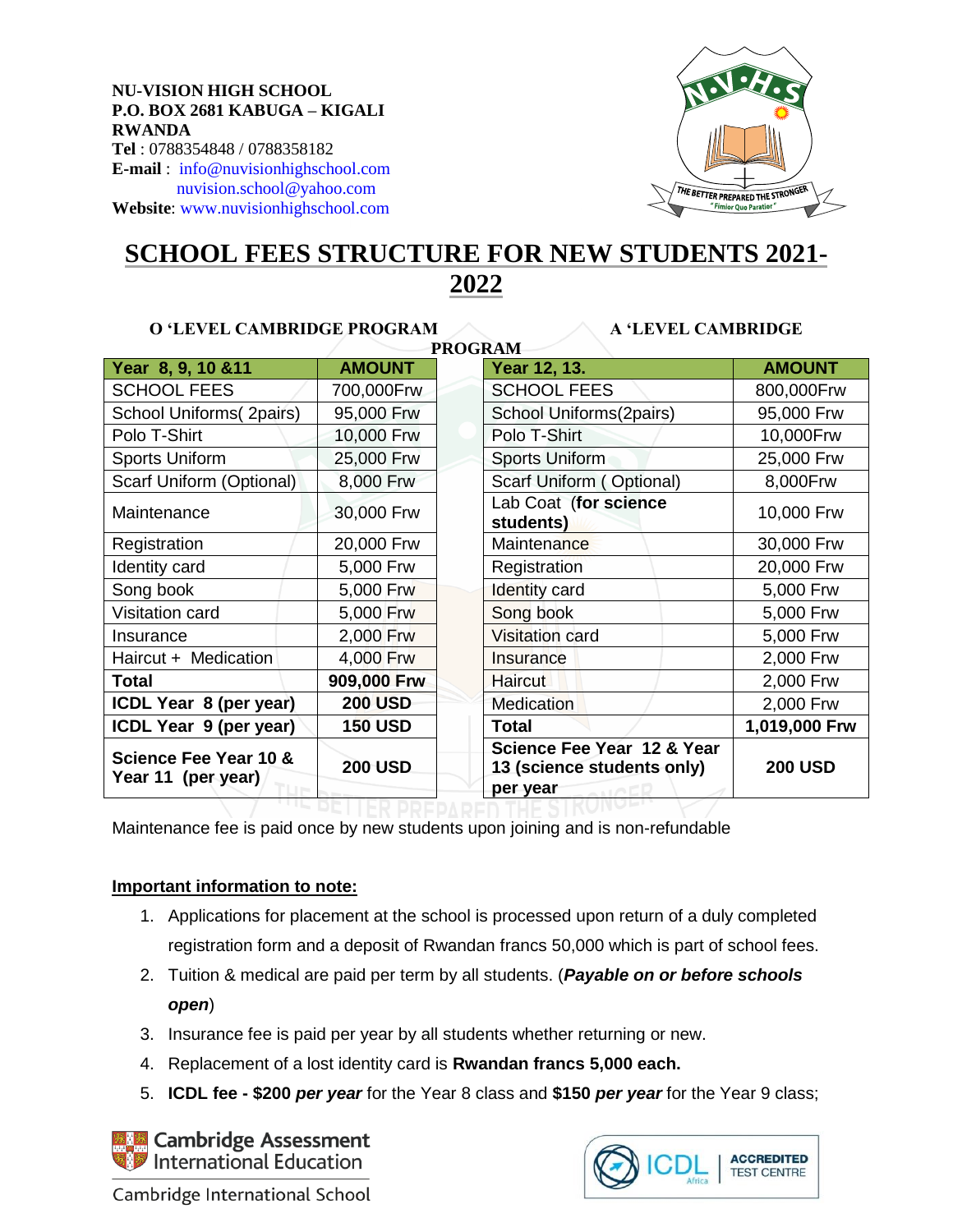**NU-VISION HIGH SCHOOL**
**P.O. BOX 2681 KABUGA – KIGALI**
**RWANDA**
**Tel** : 0788354848 / 0788358182
**E-mail** : info@nuvisionhighschool.com
nuvision.school@yahoo.com
**Website**: www.nuvisionhighschool.com

# SCHOOL FEES STRUCTURE FOR NEW STUDENTS 2021-2022

**O 'LEVEL CAMBRIDGE PROGRAM**

| Year 8, 9, 10 &11 | AMOUNT |
|---|---|
| SCHOOL FEES | 700,000Frw |
| School Uniforms( 2pairs) | 95,000 Frw |
| Polo T-Shirt | 10,000 Frw |
| Sports Uniform | 25,000 Frw |
| Scarf Uniform (Optional) | 8,000 Frw |
| Maintenance | 30,000 Frw |
| Registration | 20,000 Frw |
| Identity card | 5,000 Frw |
| Song book | 5,000 Frw |
| Visitation card | 5,000 Frw |
| Insurance | 2,000 Frw |
| Haircut + Medication | 4,000 Frw |
| **Total** | **909,000 Frw** |
| **ICDL Year 8 (per year)** | **200 USD** |
| **ICDL Year 9 (per year)** | **150 USD** |
| **Science Fee Year 10 & Year 11 (per year)** | **200 USD** |

**A 'LEVEL CAMBRIDGE PROGRAM**

| Year 12, 13. | AMOUNT |
|---|---|
| SCHOOL FEES | 800,000Frw |
| School Uniforms(2pairs) | 95,000 Frw |
| Polo T-Shirt | 10,000Frw |
| Sports Uniform | 25,000 Frw |
| Scarf Uniform ( Optional) | 8,000Frw |
| Lab Coat (**for science students)** | 10,000 Frw |
| Maintenance | 30,000 Frw |
| Registration | 20,000 Frw |
| Identity card | 5,000 Frw |
| Song book | 5,000 Frw |
| Visitation card | 5,000 Frw |
| Insurance | 2,000 Frw |
| Haircut | 2,000 Frw |
| Medication | 2,000 Frw |
| **Total** | **1,019,000 Frw** |
| **Science Fee Year 12 & Year 13 (science students only) per year** | **200 USD** |

Maintenance fee is paid once by new students upon joining and is non-refundable

**Important information to note:**

1. Applications for placement at the school is processed upon return of a duly completed registration form and a deposit of Rwandan francs 50,000 which is part of school fees.
2. Tuition & medical are paid per term by all students. (***Payable on or before schools open***)
3. Insurance fee is paid per year by all students whether returning or new.
4. Replacement of a lost identity card is **Rwandan francs 5,000 each.**
5. **ICDL fee - $200** ***per year*** for the Year 8 class and **$150** ***per year*** for the Year 9 class;

Cambridge Assessment International Education
Cambridge International School

ICDL Africa | ACCREDITED TEST CENTRE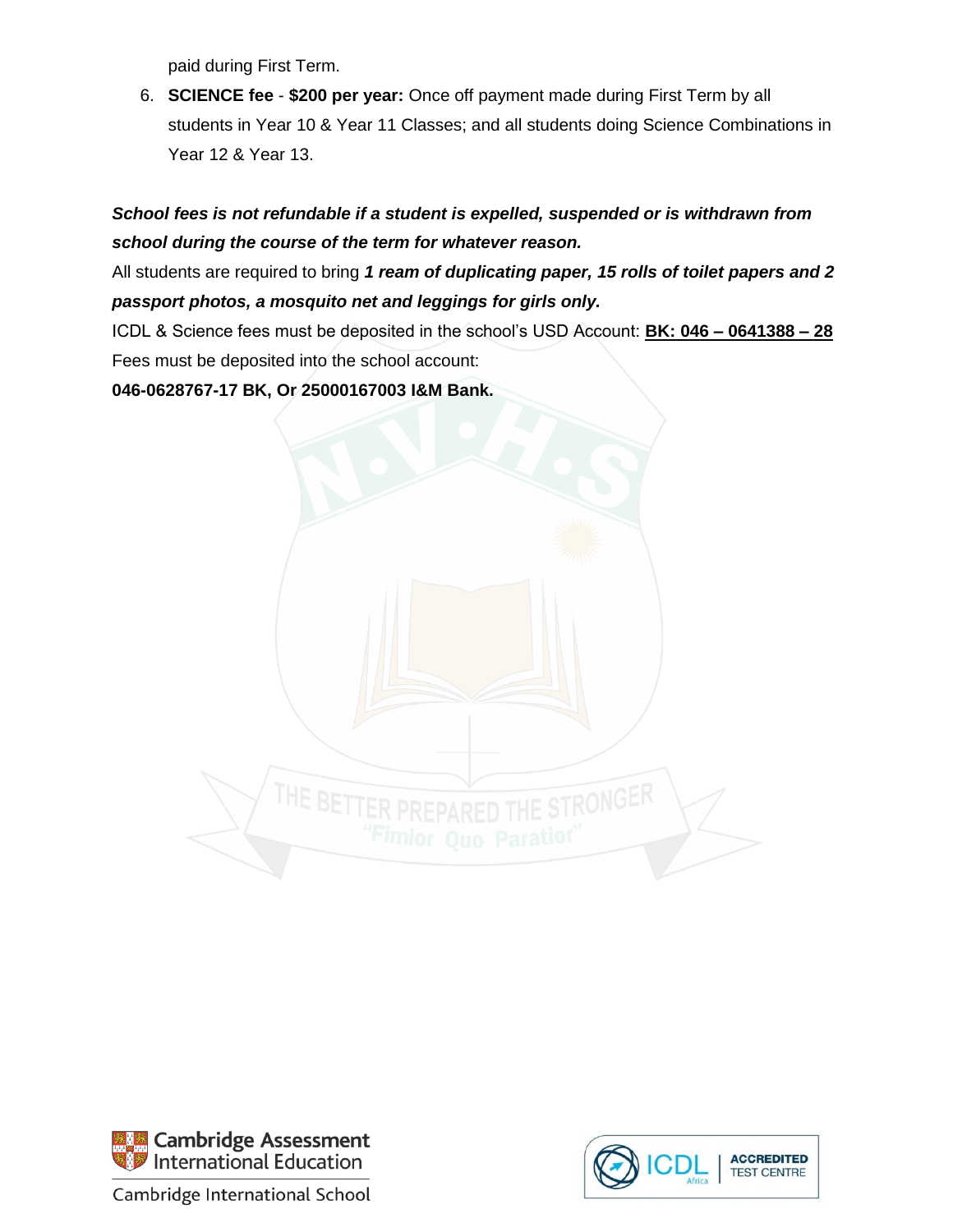paid during First Term.

6. **SCIENCE fee** - **$200 per year:** Once off payment made during First Term by all students in Year 10 & Year 11 Classes; and all students doing Science Combinations in Year 12 & Year 13.

***School fees is not refundable if a student is expelled, suspended or is withdrawn from school during the course of the term for whatever reason.***

All students are required to bring ***1 ream of duplicating paper, 15 rolls of toilet papers and 2 passport photos, a mosquito net and leggings for girls only.***

ICDL & Science fees must be deposited in the school's USD Account: **BK: 046 – 0641388 – 28**

Fees must be deposited into the school account:

**046-0628767-17 BK, Or 25000167003 I&M Bank.**